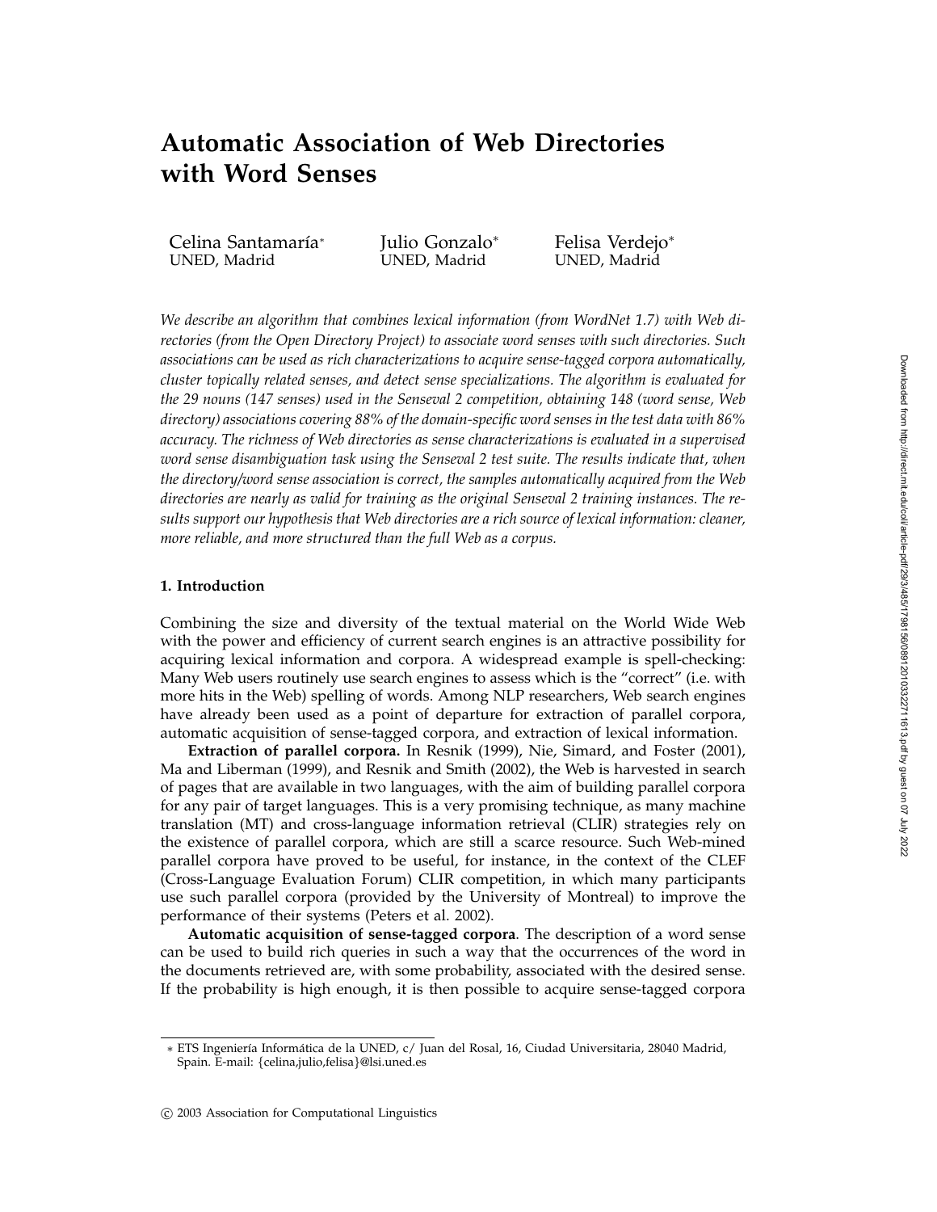# Automatic Association of Web Directories with Word Senses

Celina Santamaría* UNED, Madrid

Julio Gonzalo* UNED, Madrid

Felisa Verdejo* UNED, Madrid

*We describe an algorithm that combines lexical information (from WordNet 1.7) with Web directories (from the Open Directory Project) to associate word senses with such directories. Such associations can be used as rich characterizations to acquire sense-tagged corpora automatically, cluster topically related senses, and detect sense specializations. The algorithm is evaluated for the 29 nouns (147 senses) used in the Senseval 2 competition, obtaining 148 (word sense, Web directory) associations covering 88% of the domain-specific word senses in the test data with 86% accuracy. The richness of Web directories as sense characterizations is evaluated in a supervised word sense disambiguation task using the Senseval 2 test suite. The results indicate that, when the directory/word sense association is correct, the samples automatically acquired from the Web directories are nearly as valid for training as the original Senseval 2 training instances. The results support our hypothesis that Web directories are a rich source of lexical information: cleaner, more reliable, and more structured than the full Web as a corpus.*

## 1. Introduction

Combining the size and diversity of the textual material on the World Wide Web with the power and efficiency of current search engines is an attractive possibility for acquiring lexical information and corpora. A widespread example is spell-checking: Many Web users routinely use search engines to assess which is the "correct" (i.e. with more hits in the Web) spelling of words. Among NLP researchers, Web search engines have already been used as a point of departure for extraction of parallel corpora, automatic acquisition of sense-tagged corpora, and extraction of lexical information.

**Extraction of parallel corpora.** In Resnik (1999), Nie, Simard, and Foster (2001), Ma and Liberman (1999), and Resnik and Smith (2002), the Web is harvested in search of pages that are available in two languages, with the aim of building parallel corpora for any pair of target languages. This is a very promising technique, as many machine translation (MT) and cross-language information retrieval (CLIR) strategies rely on the existence of parallel corpora, which are still a scarce resource. Such Web-mined parallel corpora have proved to be useful, for instance, in the context of the CLEF (Cross-Language Evaluation Forum) CLIR competition, in which many participants use such parallel corpora (provided by the University of Montreal) to improve the performance of their systems (Peters et al. 2002).

**Automatic acquisition of sense-tagged corpora**. The description of a word sense can be used to build rich queries in such a way that the occurrences of the word in the documents retrieved are, with some probability, associated with the desired sense. If the probability is high enough, it is then possible to acquire sense-tagged corpora

---

* ETS Ingeniería Informática de la UNED, c/ Juan del Rosal, 16, Ciudad Universitaria, 28040 Madrid, Spain. E-mail: {celina,julio,felisa}@lsi.uned.es

© 2003 Association for Computational Linguistics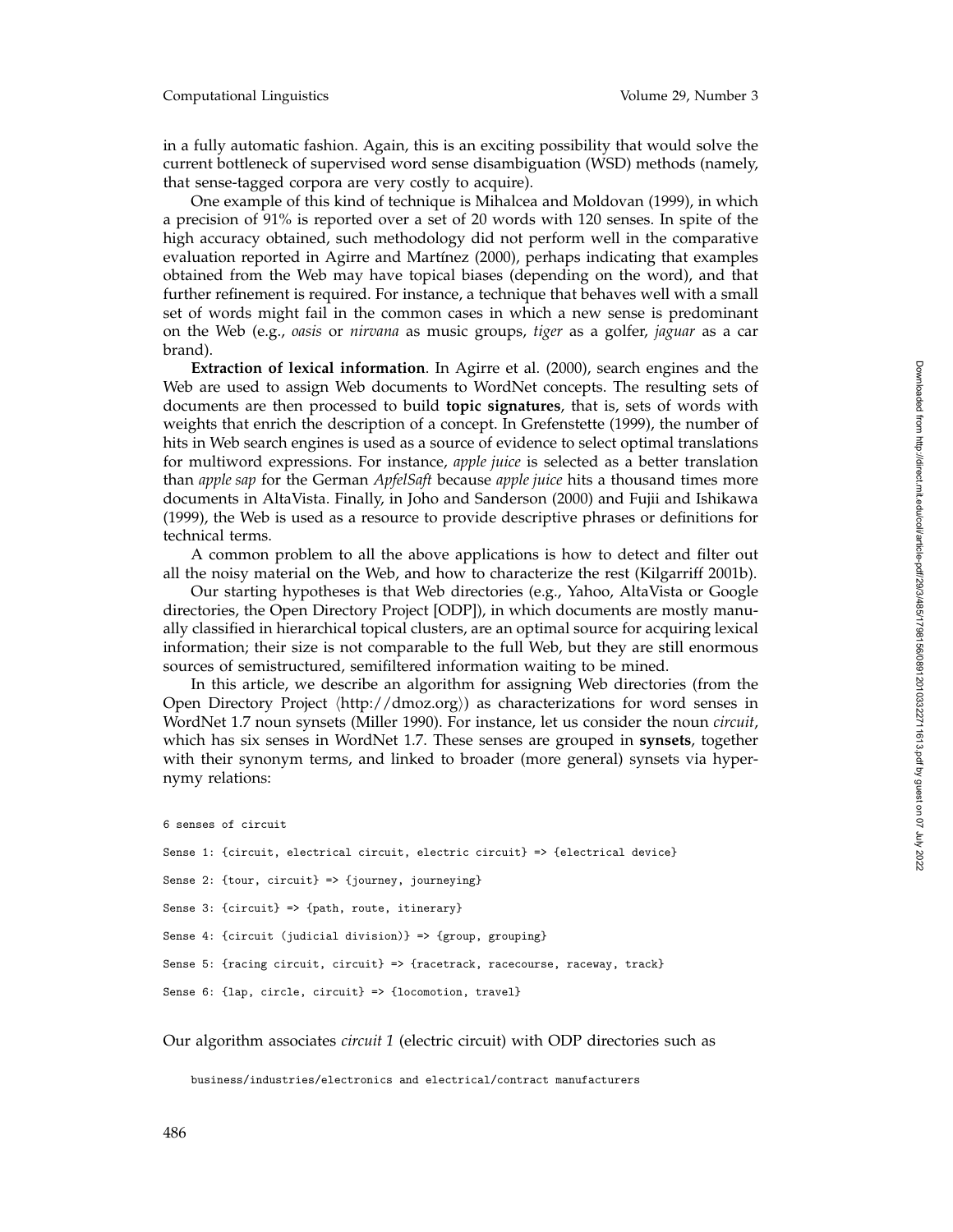in a fully automatic fashion. Again, this is an exciting possibility that would solve the current bottleneck of supervised word sense disambiguation (WSD) methods (namely, that sense-tagged corpora are very costly to acquire).

One example of this kind of technique is Mihalcea and Moldovan (1999), in which a precision of 91% is reported over a set of 20 words with 120 senses. In spite of the high accuracy obtained, such methodology did not perform well in the comparative evaluation reported in Agirre and Martínez (2000), perhaps indicating that examples obtained from the Web may have topical biases (depending on the word), and that further refinement is required. For instance, a technique that behaves well with a small set of words might fail in the common cases in which a new sense is predominant on the Web (e.g., *oasis* or *nirvana* as music groups, *tiger* as a golfer, *jaguar* as a car brand).

**Extraction of lexical information**. In Agirre et al. (2000), search engines and the Web are used to assign Web documents to WordNet concepts. The resulting sets of documents are then processed to build **topic signatures**, that is, sets of words with weights that enrich the description of a concept. In Grefenstette (1999), the number of hits in Web search engines is used as a source of evidence to select optimal translations for multiword expressions. For instance, *apple juice* is selected as a better translation than *apple sap* for the German *ApfelSaft* because *apple juice* hits a thousand times more documents in AltaVista. Finally, in Joho and Sanderson (2000) and Fujii and Ishikawa (1999), the Web is used as a resource to provide descriptive phrases or definitions for technical terms.

A common problem to all the above applications is how to detect and filter out all the noisy material on the Web, and how to characterize the rest (Kilgarriff 2001b).

Our starting hypotheses is that Web directories (e.g., Yahoo, AltaVista or Google directories, the Open Directory Project [ODP]), in which documents are mostly manually classified in hierarchical topical clusters, are an optimal source for acquiring lexical information; their size is not comparable to the full Web, but they are still enormous sources of semistructured, semifiltered information waiting to be mined.

In this article, we describe an algorithm for assigning Web directories (from the Open Directory Project ⟨http://dmoz.org⟩) as characterizations for word senses in WordNet 1.7 noun synsets (Miller 1990). For instance, let us consider the noun *circuit*, which has six senses in WordNet 1.7. These senses are grouped in **synsets**, together with their synonym terms, and linked to broader (more general) synsets via hypernymy relations:

```
6 senses of circuit

Sense 1: {circuit, electrical circuit, electric circuit} => {electrical device}

Sense 2: {tour, circuit} => {journey, journeying}

Sense 3: {circuit} => {path, route, itinerary}

Sense 4: {circuit (judicial division)} => {group, grouping}

Sense 5: {racing circuit, circuit} => {racetrack, racecourse, raceway, track}

Sense 6: {lap, circle, circuit} => {locomotion, travel}
```

Our algorithm associates *circuit 1* (electric circuit) with ODP directories such as

```
business/industries/electronics and electrical/contract manufacturers
```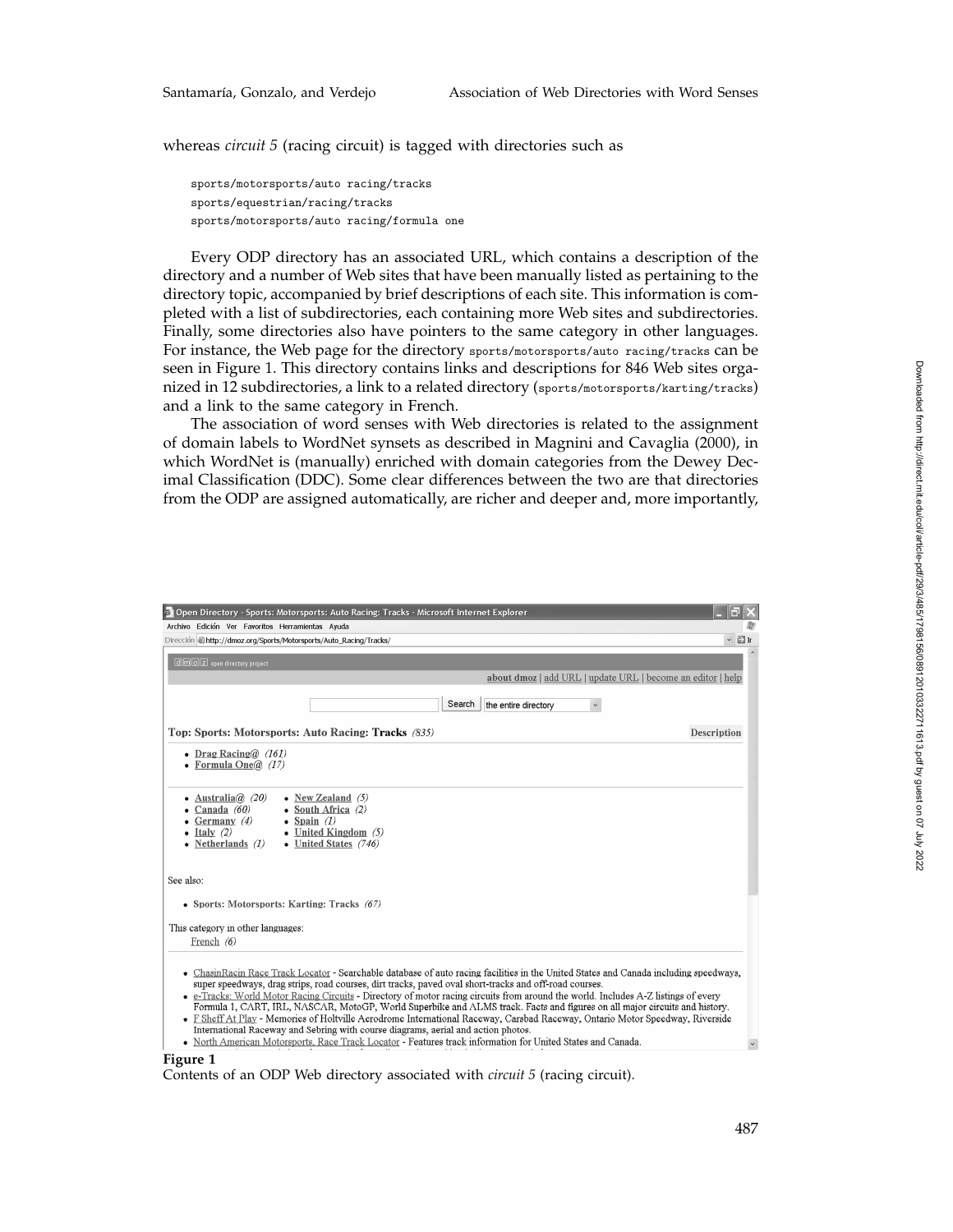whereas *circuit 5* (racing circuit) is tagged with directories such as

```
sports/motorsports/auto racing/tracks
sports/equestrian/racing/tracks
sports/motorsports/auto racing/formula one
```

Every ODP directory has an associated URL, which contains a description of the directory and a number of Web sites that have been manually listed as pertaining to the directory topic, accompanied by brief descriptions of each site. This information is completed with a list of subdirectories, each containing more Web sites and subdirectories. Finally, some directories also have pointers to the same category in other languages. For instance, the Web page for the directory `sports/motorsports/auto racing/tracks` can be seen in Figure 1. This directory contains links and descriptions for 846 Web sites organized in 12 subdirectories, a link to a related directory (`sports/motorsports/karting/tracks`) and a link to the same category in French.

The association of word senses with Web directories is related to the assignment of domain labels to WordNet synsets as described in Magnini and Cavaglia (2000), in which WordNet is (manually) enriched with domain categories from the Dewey Decimal Classification (DDC). Some clear differences between the two are that directories from the ODP are assigned automatically, are richer and deeper and, more importantly,

**Figure 1**
Contents of an ODP Web directory associated with *circuit 5* (racing circuit).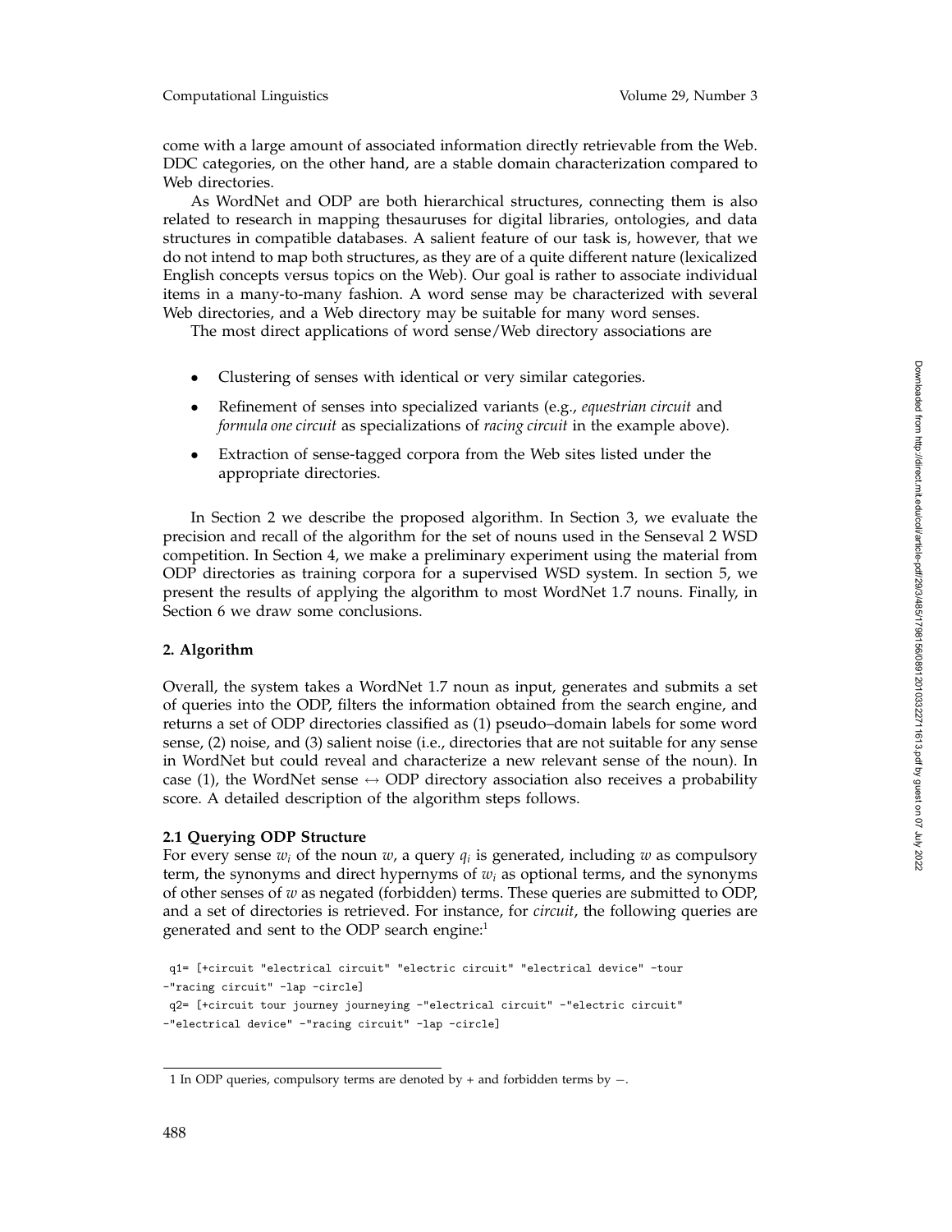come with a large amount of associated information directly retrievable from the Web. DDC categories, on the other hand, are a stable domain characterization compared to Web directories.

As WordNet and ODP are both hierarchical structures, connecting them is also related to research in mapping thesauruses for digital libraries, ontologies, and data structures in compatible databases. A salient feature of our task is, however, that we do not intend to map both structures, as they are of a quite different nature (lexicalized English concepts versus topics on the Web). Our goal is rather to associate individual items in a many-to-many fashion. A word sense may be characterized with several Web directories, and a Web directory may be suitable for many word senses.

The most direct applications of word sense/Web directory associations are

- Clustering of senses with identical or very similar categories.
- Refinement of senses into specialized variants (e.g., *equestrian circuit* and *formula one circuit* as specializations of *racing circuit* in the example above).
- Extraction of sense-tagged corpora from the Web sites listed under the appropriate directories.

In Section 2 we describe the proposed algorithm. In Section 3, we evaluate the precision and recall of the algorithm for the set of nouns used in the Senseval 2 WSD competition. In Section 4, we make a preliminary experiment using the material from ODP directories as training corpora for a supervised WSD system. In section 5, we present the results of applying the algorithm to most WordNet 1.7 nouns. Finally, in Section 6 we draw some conclusions.

## 2. Algorithm

Overall, the system takes a WordNet 1.7 noun as input, generates and submits a set of queries into the ODP, filters the information obtained from the search engine, and returns a set of ODP directories classified as (1) pseudo–domain labels for some word sense, (2) noise, and (3) salient noise (i.e., directories that are not suitable for any sense in WordNet but could reveal and characterize a new relevant sense of the noun). In case (1), the WordNet sense $\leftrightarrow$ ODP directory association also receives a probability score. A detailed description of the algorithm steps follows.

### 2.1 Querying ODP Structure

For every sense $w_i$ of the noun $w$, a query $q_i$ is generated, including $w$ as compulsory term, the synonyms and direct hypernyms of $w_i$ as optional terms, and the synonyms of other senses of $w$ as negated (forbidden) terms. These queries are submitted to ODP, and a set of directories is retrieved. For instance, for *circuit*, the following queries are generated and sent to the ODP search engine:[1]

```
q1= [+circuit "electrical circuit" "electric circuit" "electrical device" -tour
-"racing circuit" -lap -circle]
q2= [+circuit tour journey journeying -"electrical circuit" -"electric circuit"
-"electrical device" -"racing circuit" -lap -circle]
```

1 In ODP queries, compulsory terms are denoted by + and forbidden terms by −.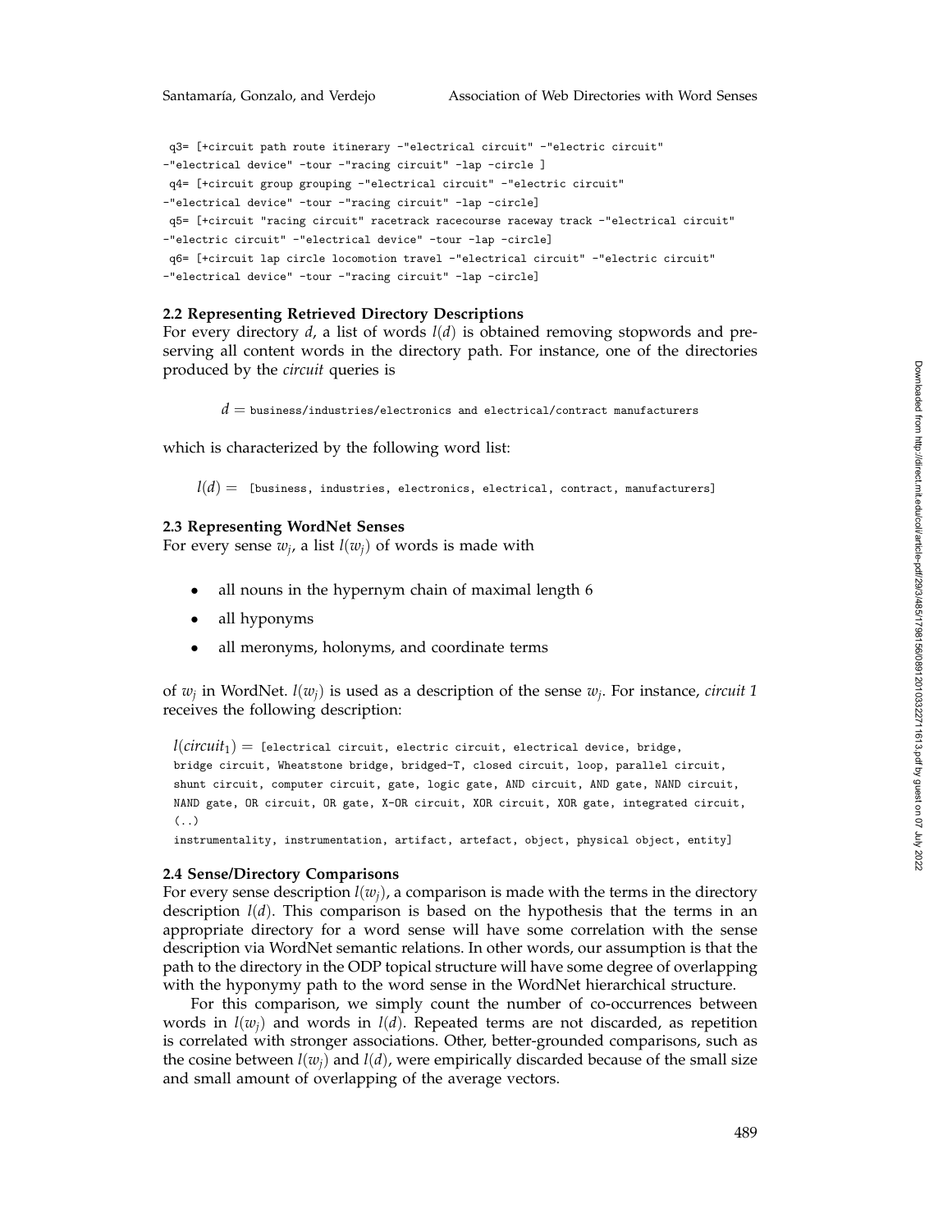```
 q3= [+circuit path route itinerary -"electrical circuit" -"electric circuit"
-"electrical device" -tour -"racing circuit" -lap -circle ]
 q4= [+circuit group grouping -"electrical circuit" -"electric circuit"
-"electrical device" -tour -"racing circuit" -lap -circle]
 q5= [+circuit "racing circuit" racetrack racecourse raceway track -"electrical circuit"
-"electric circuit" -"electrical device" -tour -lap -circle]
 q6= [+circuit lap circle locomotion travel -"electrical circuit" -"electric circuit"
-"electrical device" -tour -"racing circuit" -lap -circle]
```

### 2.2 Representing Retrieved Directory Descriptions

For every directory $d$, a list of words $l(d)$ is obtained removing stopwords and preserving all content words in the directory path. For instance, one of the directories produced by the *circuit* queries is

$d =$ `business/industries/electronics and electrical/contract manufacturers`

which is characterized by the following word list:

$l(d) =$ `[business, industries, electronics, electrical, contract, manufacturers]`

### 2.3 Representing WordNet Senses

For every sense $w_j$, a list $l(w_j)$ of words is made with

- all nouns in the hypernym chain of maximal length 6
- all hyponyms
- all meronyms, holonyms, and coordinate terms

of $w_j$ in WordNet. $l(w_j)$ is used as a description of the sense $w_j$. For instance, *circuit 1* receives the following description:

$l(circuit_1) =$ `[electrical circuit, electric circuit, electrical device, bridge, bridge circuit, Wheatstone bridge, bridged-T, closed circuit, loop, parallel circuit, shunt circuit, computer circuit, gate, logic gate, AND circuit, AND gate, NAND circuit, NAND gate, OR circuit, OR gate, X-OR circuit, XOR circuit, XOR gate, integrated circuit, (..) instrumentality, instrumentation, artifact, artefact, object, physical object, entity]`

### 2.4 Sense/Directory Comparisons

For every sense description $l(w_j)$, a comparison is made with the terms in the directory description $l(d)$. This comparison is based on the hypothesis that the terms in an appropriate directory for a word sense will have some correlation with the sense description via WordNet semantic relations. In other words, our assumption is that the path to the directory in the ODP topical structure will have some degree of overlapping with the hyponymy path to the word sense in the WordNet hierarchical structure.

For this comparison, we simply count the number of co-occurrences between words in $l(w_j)$ and words in $l(d)$. Repeated terms are not discarded, as repetition is correlated with stronger associations. Other, better-grounded comparisons, such as the cosine between $l(w_j)$ and $l(d)$, were empirically discarded because of the small size and small amount of overlapping of the average vectors.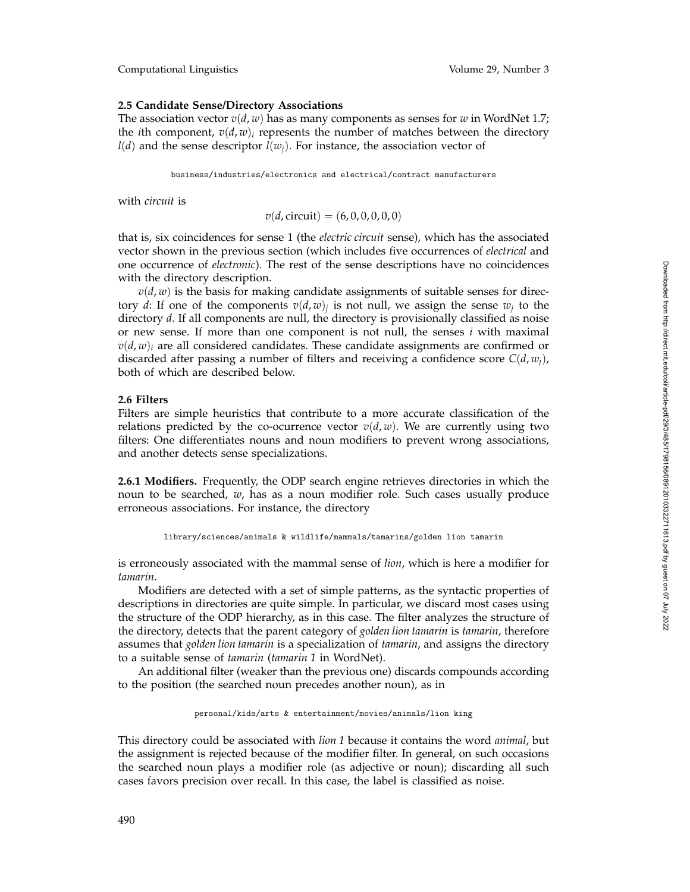### 2.5 Candidate Sense/Directory Associations

The association vector $v(d, w)$ has as many components as senses for $w$ in WordNet 1.7; the $i$th component, $v(d, w)_i$ represents the number of matches between the directory $l(d)$ and the sense descriptor $l(w_j)$. For instance, the association vector of

```
business/industries/electronics and electrical/contract manufacturers
```

with *circuit* is

$$v(d, \text{circuit}) = (6, 0, 0, 0, 0, 0)$$

that is, six coincidences for sense 1 (the *electric circuit* sense), which has the associated vector shown in the previous section (which includes five occurrences of *electrical* and one occurrence of *electronic*). The rest of the sense descriptions have no coincidences with the directory description.

$v(d, w)$ is the basis for making candidate assignments of suitable senses for directory $d$: If one of the components $v(d, w)_j$ is not null, we assign the sense $w_j$ to the directory $d$. If all components are null, the directory is provisionally classified as noise or new sense. If more than one component is not null, the senses $i$ with maximal $v(d, w)_i$ are all considered candidates. These candidate assignments are confirmed or discarded after passing a number of filters and receiving a confidence score $C(d, w_j)$, both of which are described below.

### 2.6 Filters

Filters are simple heuristics that contribute to a more accurate classification of the relations predicted by the co-ocurrence vector $v(d, w)$. We are currently using two filters: One differentiates nouns and noun modifiers to prevent wrong associations, and another detects sense specializations.

**2.6.1 Modifiers.** Frequently, the ODP search engine retrieves directories in which the noun to be searched, $w$, has as a noun modifier role. Such cases usually produce erroneous associations. For instance, the directory

```
library/sciences/animals & wildlife/mammals/tamarins/golden lion tamarin
```

is erroneously associated with the mammal sense of *lion*, which is here a modifier for *tamarin*.

Modifiers are detected with a set of simple patterns, as the syntactic properties of descriptions in directories are quite simple. In particular, we discard most cases using the structure of the ODP hierarchy, as in this case. The filter analyzes the structure of the directory, detects that the parent category of *golden lion tamarin* is *tamarin*, therefore assumes that *golden lion tamarin* is a specialization of *tamarin*, and assigns the directory to a suitable sense of *tamarin* (*tamarin 1* in WordNet).

An additional filter (weaker than the previous one) discards compounds according to the position (the searched noun precedes another noun), as in

```
personal/kids/arts & entertainment/movies/animals/lion king
```

This directory could be associated with *lion 1* because it contains the word *animal*, but the assignment is rejected because of the modifier filter. In general, on such occasions the searched noun plays a modifier role (as adjective or noun); discarding all such cases favors precision over recall. In this case, the label is classified as noise.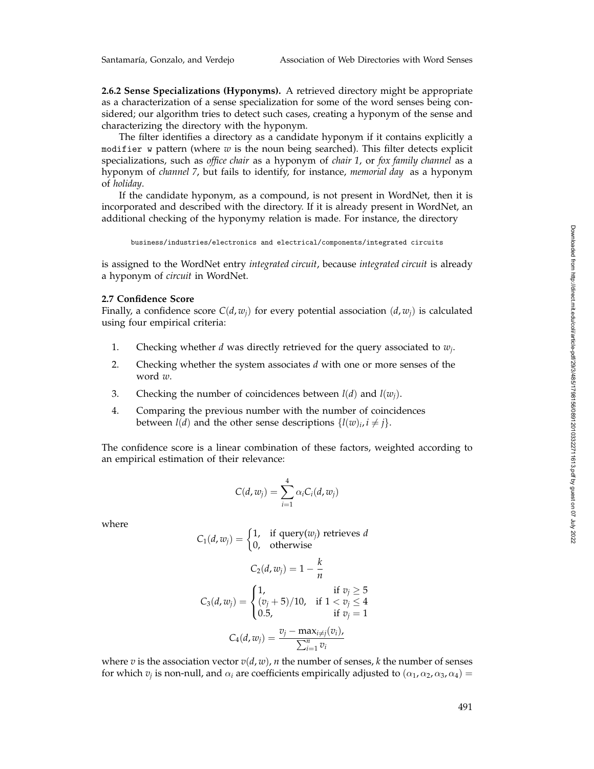**2.6.2 Sense Specializations (Hyponyms).** A retrieved directory might be appropriate as a characterization of a sense specialization for some of the word senses being considered; our algorithm tries to detect such cases, creating a hyponym of the sense and characterizing the directory with the hyponym.

The filter identifies a directory as a candidate hyponym if it contains explicitly a `modifier w` pattern (where $w$ is the noun being searched). This filter detects explicit specializations, such as *office chair* as a hyponym of *chair 1*, or *fox family channel* as a hyponym of *channel 7*, but fails to identify, for instance, *memorial day* as a hyponym of *holiday*.

If the candidate hyponym, as a compound, is not present in WordNet, then it is incorporated and described with the directory. If it is already present in WordNet, an additional checking of the hyponymy relation is made. For instance, the directory

```
business/industries/electronics and electrical/components/integrated circuits
```

is assigned to the WordNet entry *integrated circuit*, because *integrated circuit* is already a hyponym of *circuit* in WordNet.

### 2.7 Confidence Score

Finally, a confidence score $C(d, w_j)$ for every potential association $(d, w_j)$ is calculated using four empirical criteria:

1. Checking whether $d$ was directly retrieved for the query associated to $w_j$.
2. Checking whether the system associates $d$ with one or more senses of the word $w$.
3. Checking the number of coincidences between $l(d)$ and $l(w_j)$.
4. Comparing the previous number with the number of coincidences between $l(d)$ and the other sense descriptions $\{l(w)_i, i \neq j\}$.

The confidence score is a linear combination of these factors, weighted according to an empirical estimation of their relevance:

$$C(d, w_j) = \sum_{i=1}^{4} \alpha_i C_i(d, w_j)$$

where

$$C_1(d, w_j) = \begin{cases} 1, & \text{if query}(w_j) \text{ retrieves } d \\ 0, & \text{otherwise} \end{cases}$$

$$C_2(d, w_j) = 1 - \frac{k}{n}$$

$$C_3(d, w_j) = \begin{cases} 1, & \text{if } v_j \geq 5 \\ (v_j + 5)/10, & \text{if } 1 < v_j \leq 4 \\ 0.5, & \text{if } v_j = 1 \end{cases}$$

$$C_4(d, w_j) = \frac{v_j - \max_{i \neq j}(v_i),}{\sum_{i=1}^{n} v_i}$$

where $v$ is the association vector $v(d, w)$, $n$ the number of senses, $k$ the number of senses for which $v_j$ is non-null, and $\alpha_i$ are coefficients empirically adjusted to $(\alpha_1, \alpha_2, \alpha_3, \alpha_4) =$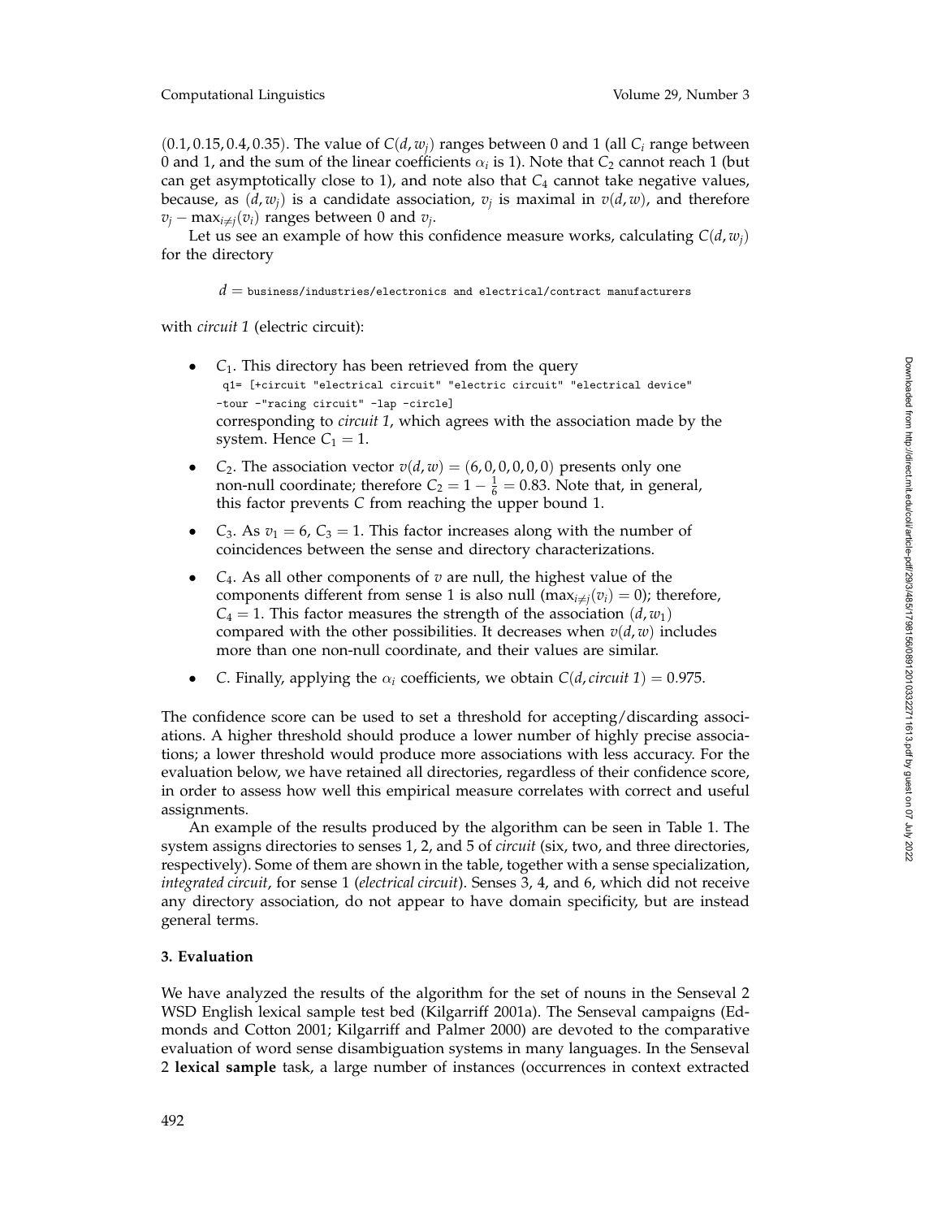(0.1, 0.15, 0.4, 0.35). The value of $C(d, w_j)$ ranges between 0 and 1 (all $C_i$ range between 0 and 1, and the sum of the linear coefficients $\alpha_i$ is 1). Note that $C_2$ cannot reach 1 (but can get asymptotically close to 1), and note also that $C_4$ cannot take negative values, because, as $(d, w_j)$ is a candidate association, $v_j$ is maximal in $v(d, w)$, and therefore $v_j - \max_{i \neq j}(v_i)$ ranges between 0 and $v_j$.

Let us see an example of how this confidence measure works, calculating $C(d, w_j)$ for the directory

$d =$ `business/industries/electronics and electrical/contract manufacturers`

with *circuit 1* (electric circuit):

- $C_1$. This directory has been retrieved from the query
  `q1= [+circuit "electrical circuit" "electric circuit" "electrical device" -tour -"racing circuit" -lap -circle]`
  corresponding to *circuit 1*, which agrees with the association made by the system. Hence $C_1 = 1$.
- $C_2$. The association vector $v(d, w) = (6, 0, 0, 0, 0, 0)$ presents only one non-null coordinate; therefore $C_2 = 1 - \frac{1}{6} = 0.83$. Note that, in general, this factor prevents $C$ from reaching the upper bound 1.
- $C_3$. As $v_1 = 6$, $C_3 = 1$. This factor increases along with the number of coincidences between the sense and directory characterizations.
- $C_4$. As all other components of $v$ are null, the highest value of the components different from sense 1 is also null ($\max_{i \neq j}(v_i) = 0$); therefore, $C_4 = 1$. This factor measures the strength of the association $(d, w_1)$ compared with the other possibilities. It decreases when $v(d, w)$ includes more than one non-null coordinate, and their values are similar.
- $C$. Finally, applying the $\alpha_i$ coefficients, we obtain $C(d, \textit{circuit 1}) = 0.975$.

The confidence score can be used to set a threshold for accepting/discarding associations. A higher threshold should produce a lower number of highly precise associations; a lower threshold would produce more associations with less accuracy. For the evaluation below, we have retained all directories, regardless of their confidence score, in order to assess how well this empirical measure correlates with correct and useful assignments.

An example of the results produced by the algorithm can be seen in Table 1. The system assigns directories to senses 1, 2, and 5 of *circuit* (six, two, and three directories, respectively). Some of them are shown in the table, together with a sense specialization, *integrated circuit*, for sense 1 (*electrical circuit*). Senses 3, 4, and 6, which did not receive any directory association, do not appear to have domain specificity, but are instead general terms.

## 3. Evaluation

We have analyzed the results of the algorithm for the set of nouns in the Senseval 2 WSD English lexical sample test bed (Kilgarriff 2001a). The Senseval campaigns (Edmonds and Cotton 2001; Kilgarriff and Palmer 2000) are devoted to the comparative evaluation of word sense disambiguation systems in many languages. In the Senseval 2 **lexical sample** task, a large number of instances (occurrences in context extracted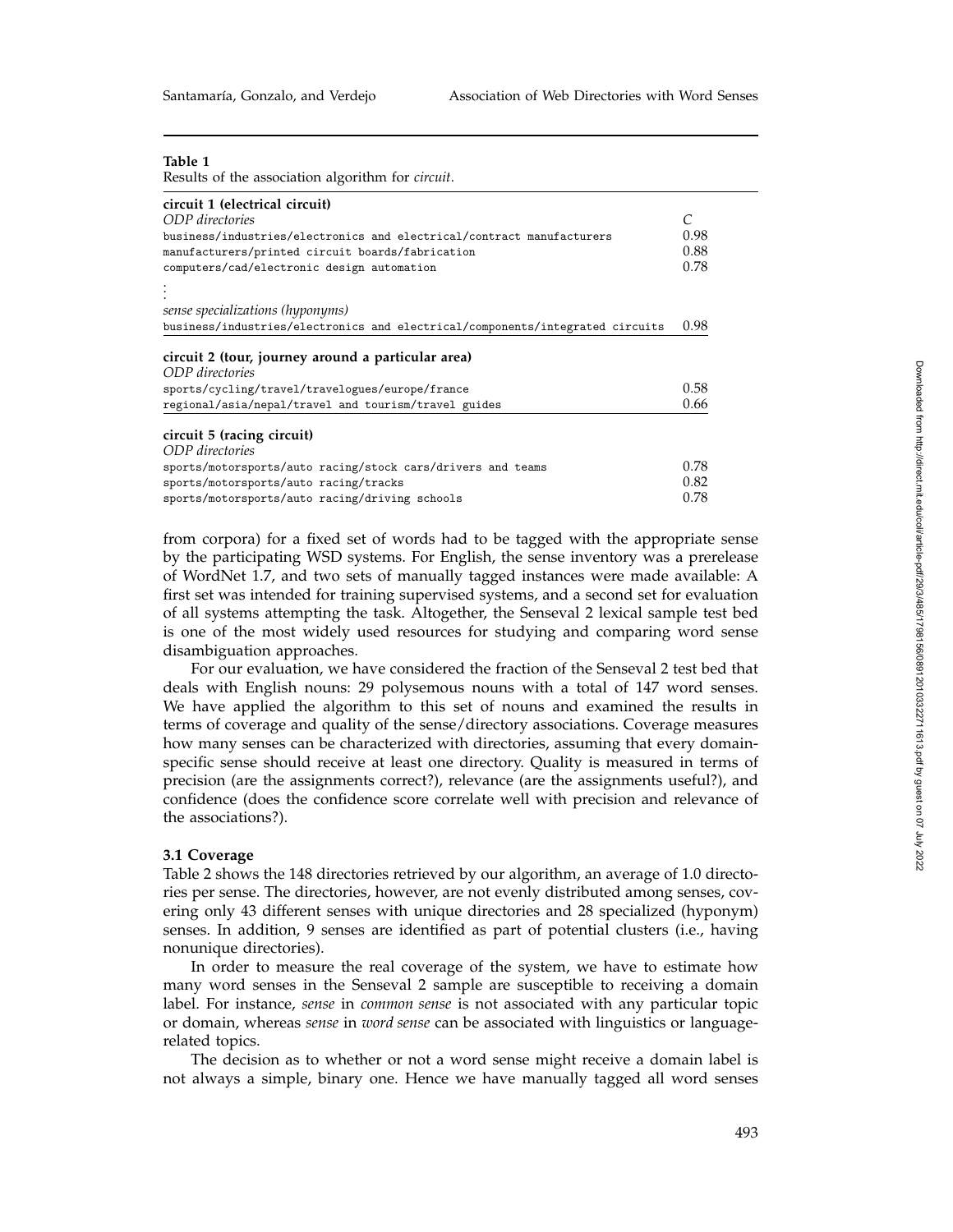**Table 1**
Results of the association algorithm for *circuit*.

| **circuit 1 (electrical circuit)** | |
|---|---|
| *ODP directories* | *C* |
| business/industries/electronics and electrical/contract manufacturers | 0.98 |
| manufacturers/printed circuit boards/fabrication | 0.88 |
| computers/cad/electronic design automation | 0.78 |
| ⋮ | |
| *sense specializations (hyponyms)* | |
| business/industries/electronics and electrical/components/integrated circuits | 0.98 |
| **circuit 2 (tour, journey around a particular area)** | |
| *ODP directories* | |
| sports/cycling/travel/travelogues/europe/france | 0.58 |
| regional/asia/nepal/travel and tourism/travel guides | 0.66 |
| **circuit 5 (racing circuit)** | |
| *ODP directories* | |
| sports/motorsports/auto racing/stock cars/drivers and teams | 0.78 |
| sports/motorsports/auto racing/tracks | 0.82 |
| sports/motorsports/auto racing/driving schools | 0.78 |

from corpora) for a fixed set of words had to be tagged with the appropriate sense by the participating WSD systems. For English, the sense inventory was a prerelease of WordNet 1.7, and two sets of manually tagged instances were made available: A first set was intended for training supervised systems, and a second set for evaluation of all systems attempting the task. Altogether, the Senseval 2 lexical sample test bed is one of the most widely used resources for studying and comparing word sense disambiguation approaches.

For our evaluation, we have considered the fraction of the Senseval 2 test bed that deals with English nouns: 29 polysemous nouns with a total of 147 word senses. We have applied the algorithm to this set of nouns and examined the results in terms of coverage and quality of the sense/directory associations. Coverage measures how many senses can be characterized with directories, assuming that every domain-specific sense should receive at least one directory. Quality is measured in terms of precision (are the assignments correct?), relevance (are the assignments useful?), and confidence (does the confidence score correlate well with precision and relevance of the associations?).

### 3.1 Coverage

Table 2 shows the 148 directories retrieved by our algorithm, an average of 1.0 directories per sense. The directories, however, are not evenly distributed among senses, covering only 43 different senses with unique directories and 28 specialized (hyponym) senses. In addition, 9 senses are identified as part of potential clusters (i.e., having nonunique directories).

In order to measure the real coverage of the system, we have to estimate how many word senses in the Senseval 2 sample are susceptible to receiving a domain label. For instance, *sense* in *common sense* is not associated with any particular topic or domain, whereas *sense* in *word sense* can be associated with linguistics or language-related topics.

The decision as to whether or not a word sense might receive a domain label is not always a simple, binary one. Hence we have manually tagged all word senses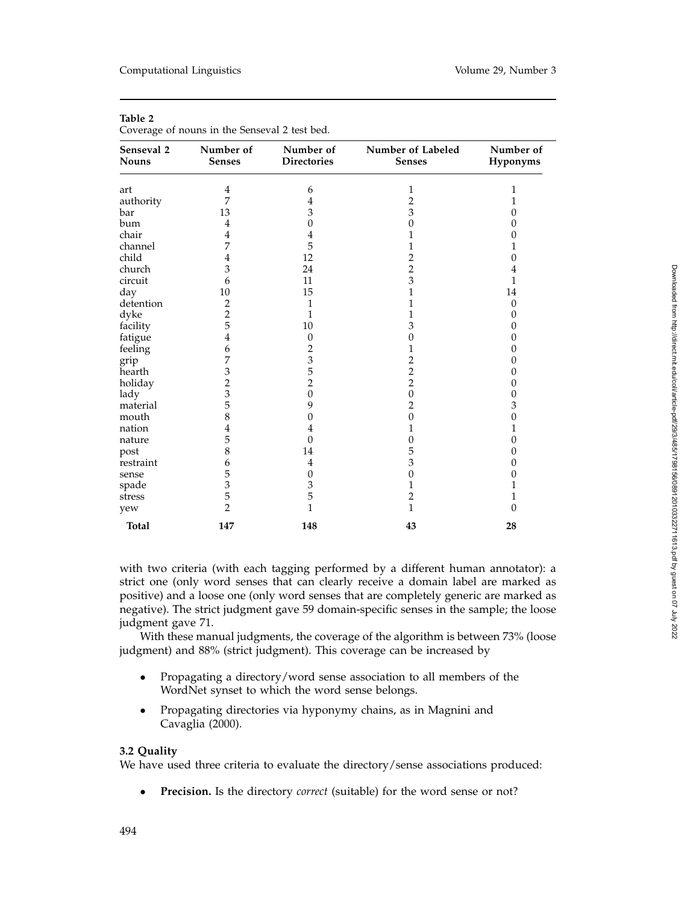**Table 2**
Coverage of nouns in the Senseval 2 test bed.

| Senseval 2 Nouns | Number of Senses | Number of Directories | Number of Labeled Senses | Number of Hyponyms |
|---|---|---|---|---|
| art | 4 | 6 | 1 | 1 |
| authority | 7 | 4 | 2 | 1 |
| bar | 13 | 3 | 3 | 0 |
| bum | 4 | 0 | 0 | 0 |
| chair | 4 | 4 | 1 | 0 |
| channel | 7 | 5 | 1 | 1 |
| child | 4 | 12 | 2 | 0 |
| church | 3 | 24 | 2 | 4 |
| circuit | 6 | 11 | 3 | 1 |
| day | 10 | 15 | 1 | 14 |
| detention | 2 | 1 | 1 | 0 |
| dyke | 2 | 1 | 1 | 0 |
| facility | 5 | 10 | 3 | 0 |
| fatigue | 4 | 0 | 0 | 0 |
| feeling | 6 | 2 | 1 | 0 |
| grip | 7 | 3 | 2 | 0 |
| hearth | 3 | 5 | 2 | 0 |
| holiday | 2 | 2 | 2 | 0 |
| lady | 3 | 0 | 0 | 0 |
| material | 5 | 9 | 2 | 3 |
| mouth | 8 | 0 | 0 | 0 |
| nation | 4 | 4 | 1 | 1 |
| nature | 5 | 0 | 0 | 0 |
| post | 8 | 14 | 5 | 0 |
| restraint | 6 | 4 | 3 | 0 |
| sense | 5 | 0 | 0 | 0 |
| spade | 3 | 3 | 1 | 1 |
| stress | 5 | 5 | 2 | 1 |
| yew | 2 | 1 | 1 | 0 |
| **Total** | **147** | **148** | **43** | **28** |

with two criteria (with each tagging performed by a different human annotator): a strict one (only word senses that can clearly receive a domain label are marked as positive) and a loose one (only word senses that are completely generic are marked as negative). The strict judgment gave 59 domain-specific senses in the sample; the loose judgment gave 71.

With these manual judgments, the coverage of the algorithm is between 73% (loose judgment) and 88% (strict judgment). This coverage can be increased by

- Propagating a directory/word sense association to all members of the WordNet synset to which the word sense belongs.
- Propagating directories via hyponymy chains, as in Magnini and Cavaglia (2000).

### 3.2 Quality

We have used three criteria to evaluate the directory/sense associations produced:

- **Precision.** Is the directory *correct* (suitable) for the word sense or not?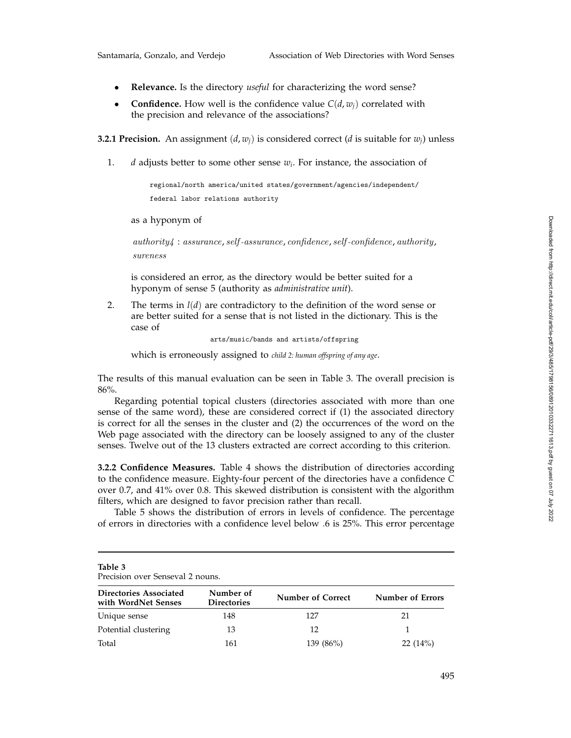- **Relevance.** Is the directory *useful* for characterizing the word sense?
- **Confidence.** How well is the confidence value $C(d, w_j)$ correlated with the precision and relevance of the associations?

**3.2.1 Precision.** An assignment $(d, w_j)$ is considered correct ($d$ is suitable for $w_j$) unless

1. $d$ adjusts better to some other sense $w_i$. For instance, the association of

   ```
   regional/north america/united states/government/agencies/independent/
   federal labor relations authority
   ```

   as a hyponym of

   *authority4* : *assurance*, *self-assurance*, *confidence*, *self-confidence*, *authority*, *sureness*

   is considered an error, as the directory would be better suited for a hyponym of sense 5 (authority as *administrative unit*).

2. The terms in $l(d)$ are contradictory to the definition of the word sense or are better suited for a sense that is not listed in the dictionary. This is the case of

   ```
   arts/music/bands and artists/offspring
   ```

   which is erroneously assigned to *child 2: human offspring of any age*.

The results of this manual evaluation can be seen in Table 3. The overall precision is 86%.

Regarding potential topical clusters (directories associated with more than one sense of the same word), these are considered correct if (1) the associated directory is correct for all the senses in the cluster and (2) the occurrences of the word on the Web page associated with the directory can be loosely assigned to any of the cluster senses. Twelve out of the 13 clusters extracted are correct according to this criterion.

**3.2.2 Confidence Measures.** Table 4 shows the distribution of directories according to the confidence measure. Eighty-four percent of the directories have a confidence $C$ over 0.7, and 41% over 0.8. This skewed distribution is consistent with the algorithm filters, which are designed to favor precision rather than recall.

Table 5 shows the distribution of errors in levels of confidence. The percentage of errors in directories with a confidence level below .6 is 25%. This error percentage

**Table 3**
Precision over Senseval 2 nouns.

| Directories Associated with WordNet Senses | Number of Directories | Number of Correct | Number of Errors |
|---|---|---|---|
| Unique sense | 148 | 127 | 21 |
| Potential clustering | 13 | 12 | 1 |
| Total | 161 | 139 (86%) | 22 (14%) |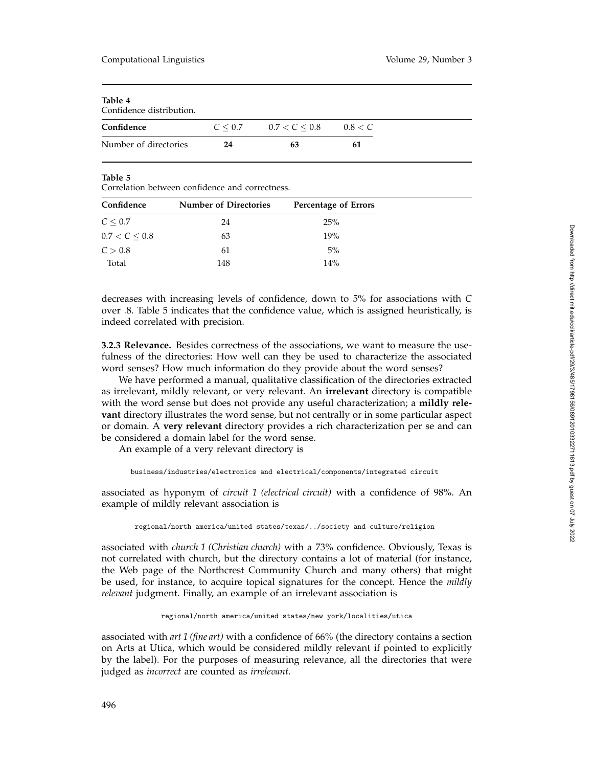**Table 4**
Confidence distribution.

| Confidence | $C \leq 0.7$ | $0.7 < C \leq 0.8$ | $0.8 < C$ |
|---|---|---|---|
| Number of directories | **24** | **63** | **61** |

**Table 5**
Correlation between confidence and correctness.

| Confidence | Number of Directories | Percentage of Errors |
|---|---|---|
| $C \leq 0.7$ | 24 | 25% |
| $0.7 < C \leq 0.8$ | 63 | 19% |
| $C > 0.8$ | 61 | 5% |
| Total | 148 | 14% |

decreases with increasing levels of confidence, down to 5% for associations with $C$ over .8. Table 5 indicates that the confidence value, which is assigned heuristically, is indeed correlated with precision.

**3.2.3 Relevance.** Besides correctness of the associations, we want to measure the usefulness of the directories: How well can they be used to characterize the associated word senses? How much information do they provide about the word senses?

We have performed a manual, qualitative classification of the directories extracted as irrelevant, mildly relevant, or very relevant. An **irrelevant** directory is compatible with the word sense but does not provide any useful characterization; a **mildly relevant** directory illustrates the word sense, but not centrally or in some particular aspect or domain. A **very relevant** directory provides a rich characterization per se and can be considered a domain label for the word sense.

An example of a very relevant directory is

```
business/industries/electronics and electrical/components/integrated circuit
```

associated as hyponym of *circuit 1 (electrical circuit)* with a confidence of 98%. An example of mildly relevant association is

```
regional/north america/united states/texas/../society and culture/religion
```

associated with *church 1 (Christian church)* with a 73% confidence. Obviously, Texas is not correlated with church, but the directory contains a lot of material (for instance, the Web page of the Northcrest Community Church and many others) that might be used, for instance, to acquire topical signatures for the concept. Hence the *mildly relevant* judgment. Finally, an example of an irrelevant association is

```
regional/north america/united states/new york/localities/utica
```

associated with *art 1 (fine art)* with a confidence of 66% (the directory contains a section on Arts at Utica, which would be considered mildly relevant if pointed to explicitly by the label). For the purposes of measuring relevance, all the directories that were judged as *incorrect* are counted as *irrelevant*.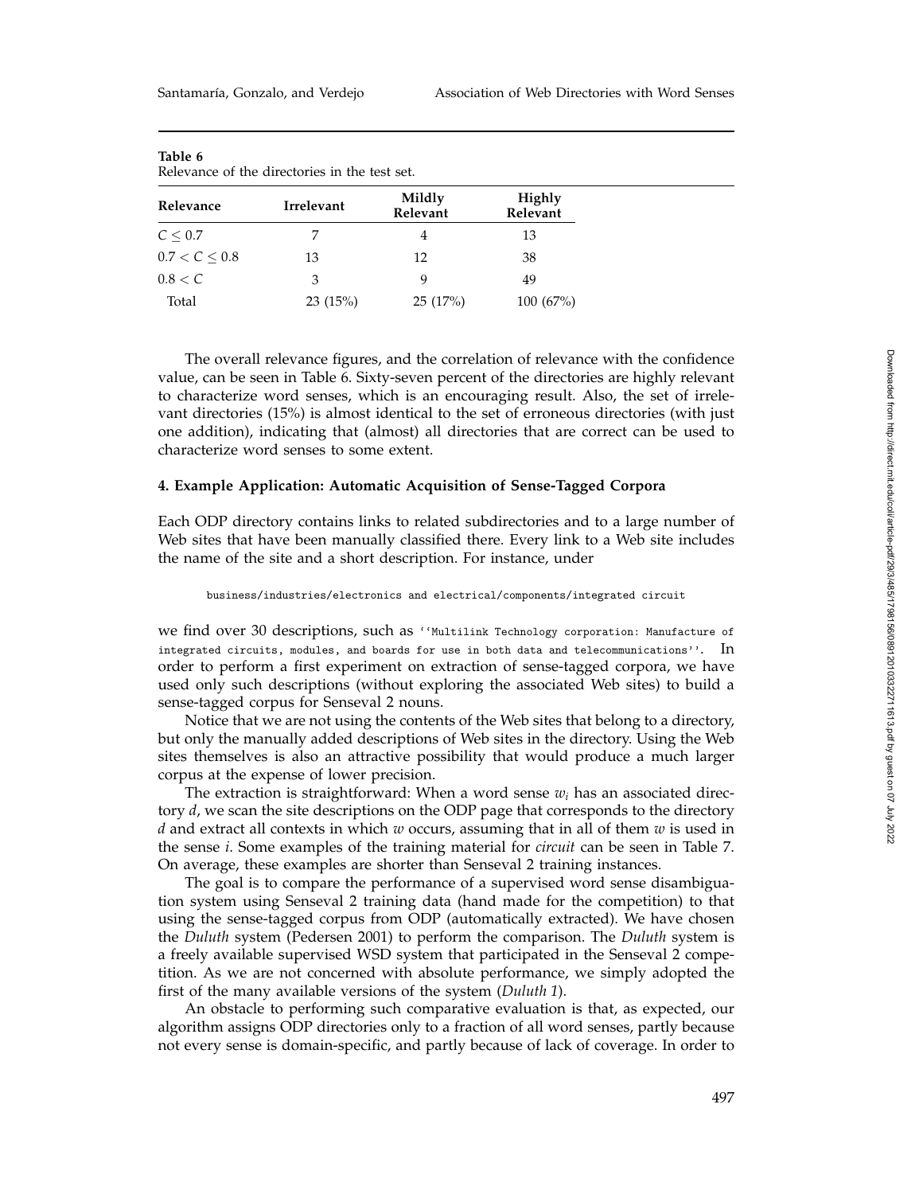**Table 6**
Relevance of the directories in the test set.

| Relevance | Irrelevant | Mildly Relevant | Highly Relevant |
|---|---|---|---|
| $C \leq 0.7$ | 7 | 4 | 13 |
| $0.7 < C \leq 0.8$ | 13 | 12 | 38 |
| $0.8 < C$ | 3 | 9 | 49 |
| Total | 23 (15%) | 25 (17%) | 100 (67%) |

The overall relevance figures, and the correlation of relevance with the confidence value, can be seen in Table 6. Sixty-seven percent of the directories are highly relevant to characterize word senses, which is an encouraging result. Also, the set of irrelevant directories (15%) is almost identical to the set of erroneous directories (with just one addition), indicating that (almost) all directories that are correct can be used to characterize word senses to some extent.

## 4. Example Application: Automatic Acquisition of Sense-Tagged Corpora

Each ODP directory contains links to related subdirectories and to a large number of Web sites that have been manually classified there. Every link to a Web site includes the name of the site and a short description. For instance, under

```
business/industries/electronics and electrical/components/integrated circuit
```

we find over 30 descriptions, such as ``Multilink Technology corporation: Manufacture of integrated circuits, modules, and boards for use in both data and telecommunications''. In order to perform a first experiment on extraction of sense-tagged corpora, we have used only such descriptions (without exploring the associated Web sites) to build a sense-tagged corpus for Senseval 2 nouns.

Notice that we are not using the contents of the Web sites that belong to a directory, but only the manually added descriptions of Web sites in the directory. Using the Web sites themselves is also an attractive possibility that would produce a much larger corpus at the expense of lower precision.

The extraction is straightforward: When a word sense $w_i$ has an associated directory $d$, we scan the site descriptions on the ODP page that corresponds to the directory $d$ and extract all contexts in which $w$ occurs, assuming that in all of them $w$ is used in the sense $i$. Some examples of the training material for *circuit* can be seen in Table 7. On average, these examples are shorter than Senseval 2 training instances.

The goal is to compare the performance of a supervised word sense disambiguation system using Senseval 2 training data (hand made for the competition) to that using the sense-tagged corpus from ODP (automatically extracted). We have chosen the *Duluth* system (Pedersen 2001) to perform the comparison. The *Duluth* system is a freely available supervised WSD system that participated in the Senseval 2 competition. As we are not concerned with absolute performance, we simply adopted the first of the many available versions of the system (*Duluth 1*).

An obstacle to performing such comparative evaluation is that, as expected, our algorithm assigns ODP directories only to a fraction of all word senses, partly because not every sense is domain-specific, and partly because of lack of coverage. In order to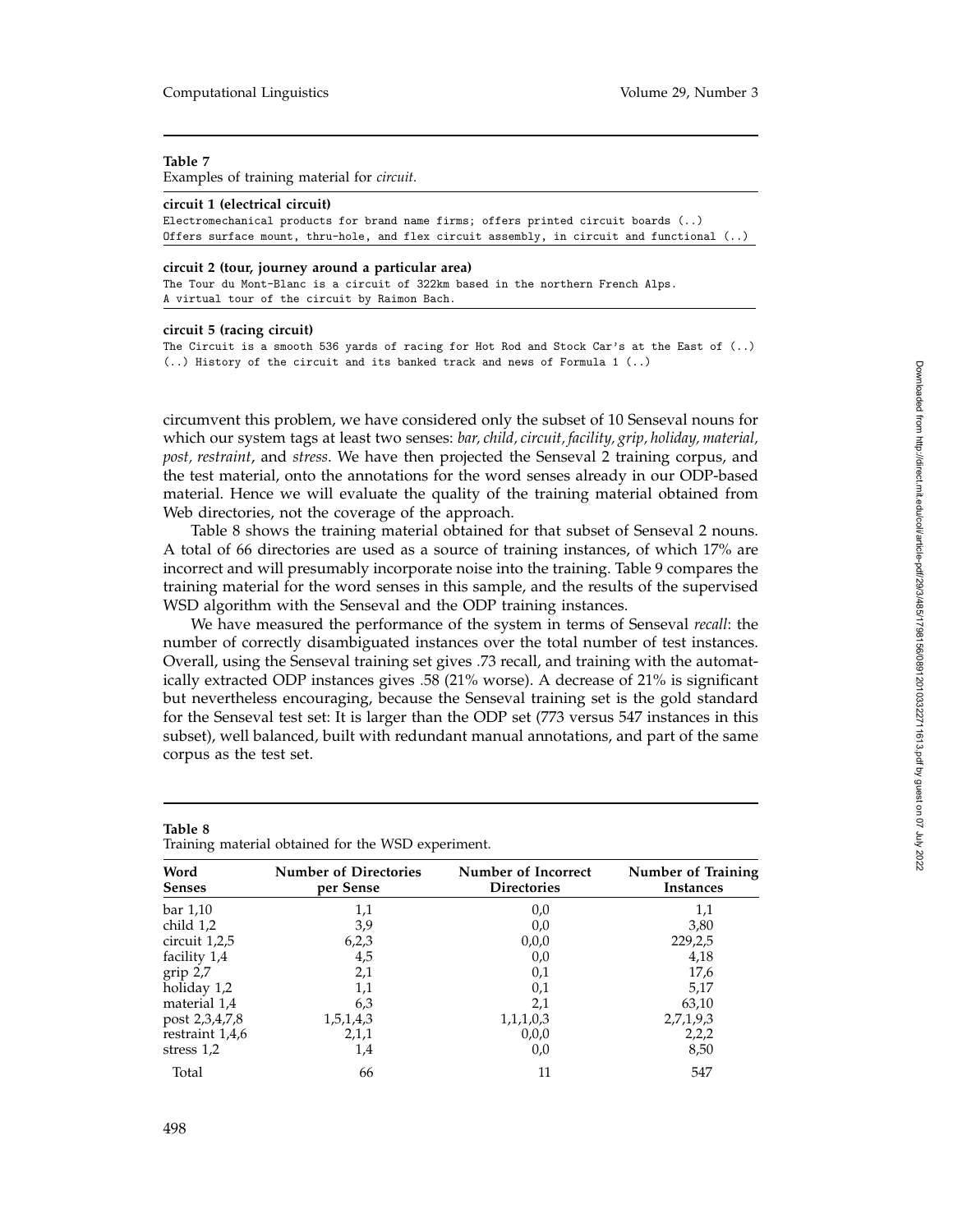**Table 7**
Examples of training material for *circuit*.

**circuit 1 (electrical circuit)**

```
Electromechanical products for brand name firms; offers printed circuit boards (..)
Offers surface mount, thru-hole, and flex circuit assembly, in circuit and functional (..)
```

**circuit 2 (tour, journey around a particular area)**

```
The Tour du Mont-Blanc is a circuit of 322km based in the northern French Alps.
A virtual tour of the circuit by Raimon Bach.
```

**circuit 5 (racing circuit)**

```
The Circuit is a smooth 536 yards of racing for Hot Rod and Stock Car's at the East of (..)
(..) History of the circuit and its banked track and news of Formula 1 (..)
```

circumvent this problem, we have considered only the subset of 10 Senseval nouns for which our system tags at least two senses: *bar, child, circuit, facility, grip, holiday, material, post, restraint*, and *stress*. We have then projected the Senseval 2 training corpus, and the test material, onto the annotations for the word senses already in our ODP-based material. Hence we will evaluate the quality of the training material obtained from Web directories, not the coverage of the approach.

Table 8 shows the training material obtained for that subset of Senseval 2 nouns. A total of 66 directories are used as a source of training instances, of which 17% are incorrect and will presumably incorporate noise into the training. Table 9 compares the training material for the word senses in this sample, and the results of the supervised WSD algorithm with the Senseval and the ODP training instances.

We have measured the performance of the system in terms of Senseval *recall*: the number of correctly disambiguated instances over the total number of test instances. Overall, using the Senseval training set gives .73 recall, and training with the automatically extracted ODP instances gives .58 (21% worse). A decrease of 21% is significant but nevertheless encouraging, because the Senseval training set is the gold standard for the Senseval test set: It is larger than the ODP set (773 versus 547 instances in this subset), well balanced, built with redundant manual annotations, and part of the same corpus as the test set.

**Table 8**
Training material obtained for the WSD experiment.

| Word Senses | Number of Directories per Sense | Number of Incorrect Directories | Number of Training Instances |
|---|---|---|---|
| bar 1,10 | 1,1 | 0,0 | 1,1 |
| child 1,2 | 3,9 | 0,0 | 3,80 |
| circuit 1,2,5 | 6,2,3 | 0,0,0 | 229,2,5 |
| facility 1,4 | 4,5 | 0,0 | 4,18 |
| grip 2,7 | 2,1 | 0,1 | 17,6 |
| holiday 1,2 | 1,1 | 0,1 | 5,17 |
| material 1,4 | 6,3 | 2,1 | 63,10 |
| post 2,3,4,7,8 | 1,5,1,4,3 | 1,1,1,0,3 | 2,7,1,9,3 |
| restraint 1,4,6 | 2,1,1 | 0,0,0 | 2,2,2 |
| stress 1,2 | 1,4 | 0,0 | 8,50 |
| Total | 66 | 11 | 547 |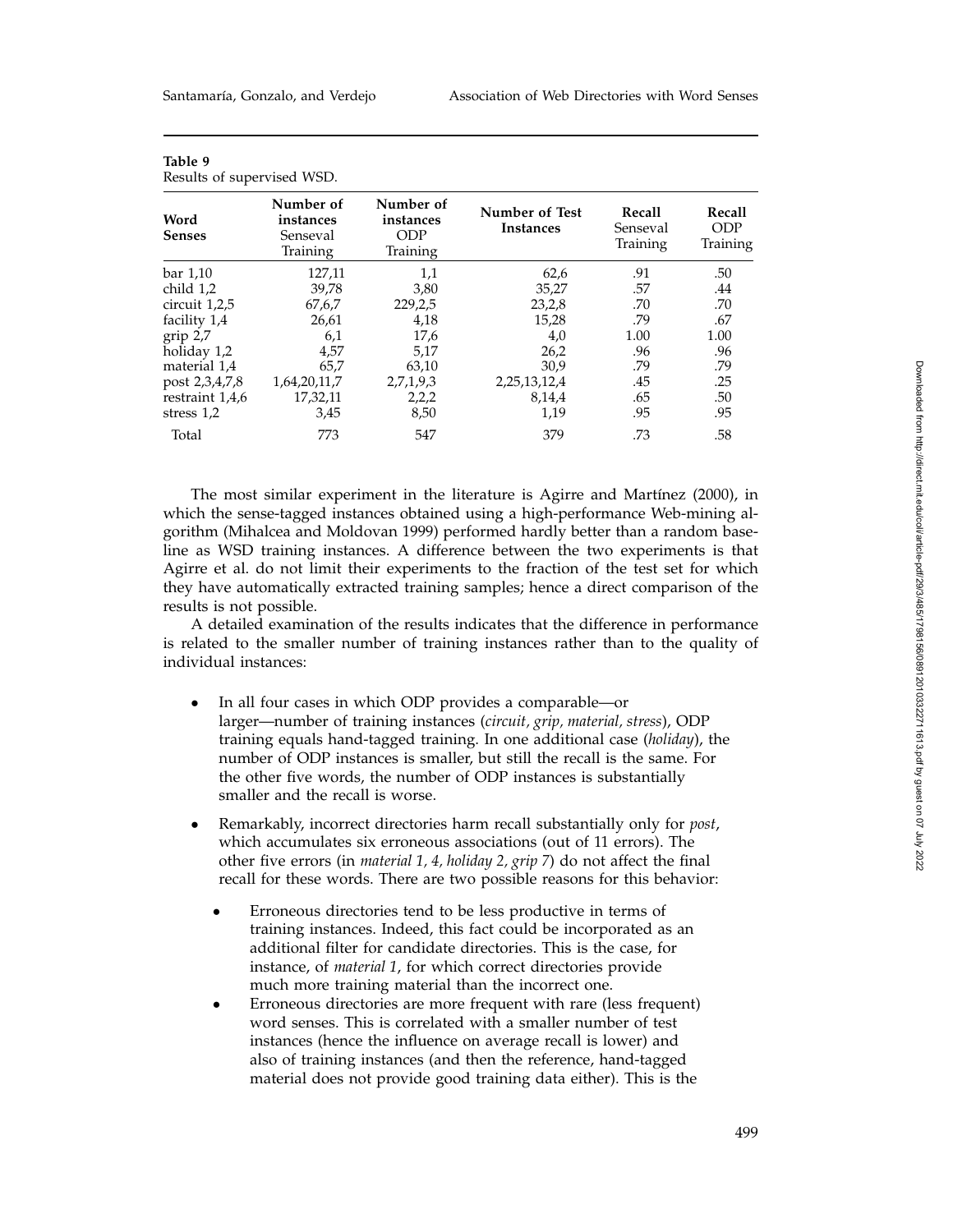**Table 9**
Results of supervised WSD.

| Word Senses | Number of instances Senseval Training | Number of instances ODP Training | Number of Test Instances | Recall Senseval Training | Recall ODP Training |
|---|---|---|---|---|---|
| bar 1,10 | 127,11 | 1,1 | 62,6 | .91 | .50 |
| child 1,2 | 39,78 | 3,80 | 35,27 | .57 | .44 |
| circuit 1,2,5 | 67,6,7 | 229,2,5 | 23,2,8 | .70 | .70 |
| facility 1,4 | 26,61 | 4,18 | 15,28 | .79 | .67 |
| grip 2,7 | 6,1 | 17,6 | 4,0 | 1.00 | 1.00 |
| holiday 1,2 | 4,57 | 5,17 | 26,2 | .96 | .96 |
| material 1,4 | 65,7 | 63,10 | 30,9 | .79 | .79 |
| post 2,3,4,7,8 | 1,64,20,11,7 | 2,7,1,9,3 | 2,25,13,12,4 | .45 | .25 |
| restraint 1,4,6 | 17,32,11 | 2,2,2 | 8,14,4 | .65 | .50 |
| stress 1,2 | 3,45 | 8,50 | 1,19 | .95 | .95 |
| Total | 773 | 547 | 379 | .73 | .58 |

The most similar experiment in the literature is Agirre and Martínez (2000), in which the sense-tagged instances obtained using a high-performance Web-mining algorithm (Mihalcea and Moldovan 1999) performed hardly better than a random baseline as WSD training instances. A difference between the two experiments is that Agirre et al. do not limit their experiments to the fraction of the test set for which they have automatically extracted training samples; hence a direct comparison of the results is not possible.

A detailed examination of the results indicates that the difference in performance is related to the smaller number of training instances rather than to the quality of individual instances:

- In all four cases in which ODP provides a comparable—or larger—number of training instances (*circuit, grip, material, stress*), ODP training equals hand-tagged training. In one additional case (*holiday*), the number of ODP instances is smaller, but still the recall is the same. For the other five words, the number of ODP instances is substantially smaller and the recall is worse.
- Remarkably, incorrect directories harm recall substantially only for *post*, which accumulates six erroneous associations (out of 11 errors). The other five errors (in *material 1, 4, holiday 2, grip 7*) do not affect the final recall for these words. There are two possible reasons for this behavior:
  - Erroneous directories tend to be less productive in terms of training instances. Indeed, this fact could be incorporated as an additional filter for candidate directories. This is the case, for instance, of *material 1*, for which correct directories provide much more training material than the incorrect one.
  - Erroneous directories are more frequent with rare (less frequent) word senses. This is correlated with a smaller number of test instances (hence the influence on average recall is lower) and also of training instances (and then the reference, hand-tagged material does not provide good training data either). This is the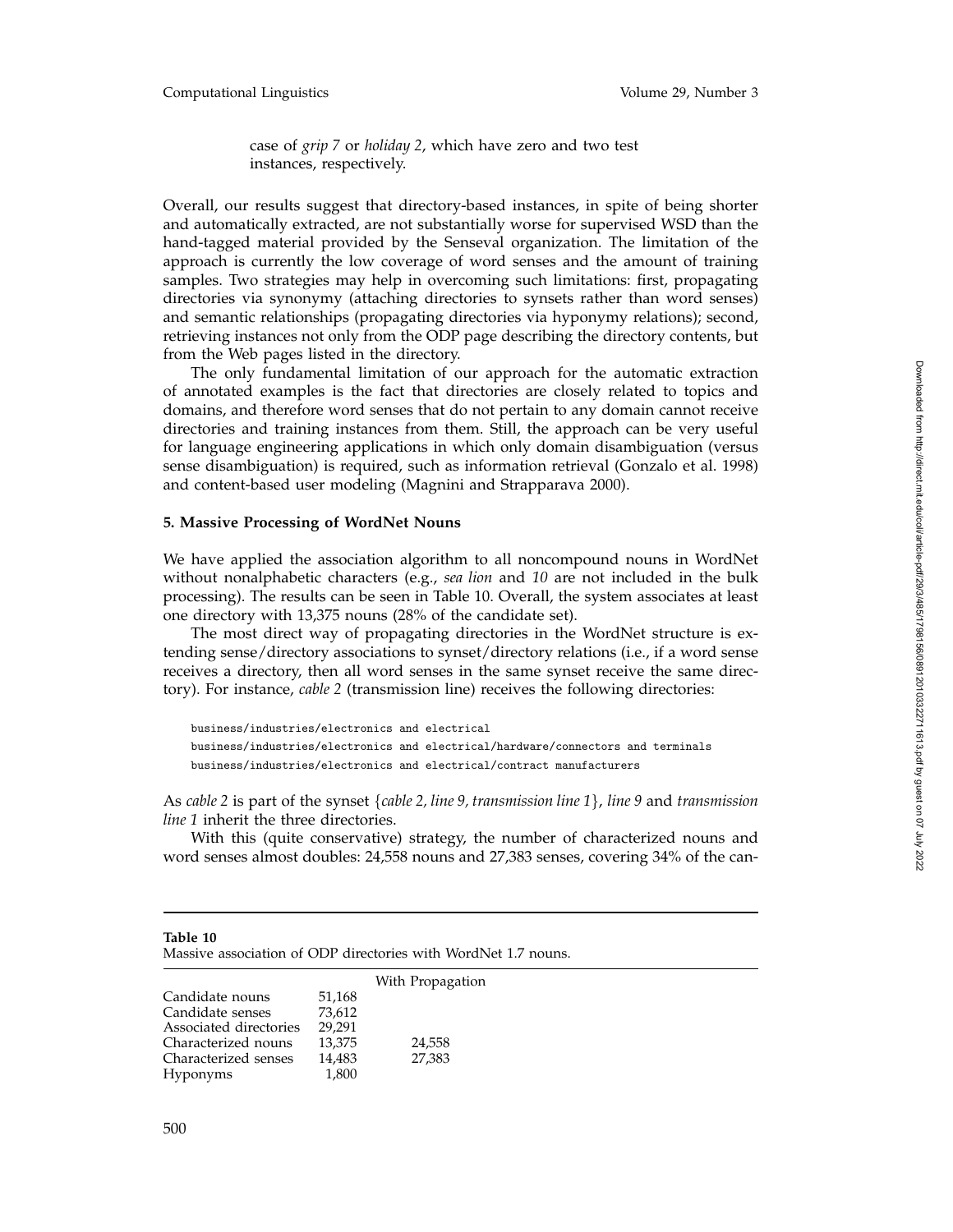case of *grip 7* or *holiday 2*, which have zero and two test instances, respectively.

Overall, our results suggest that directory-based instances, in spite of being shorter and automatically extracted, are not substantially worse for supervised WSD than the hand-tagged material provided by the Senseval organization. The limitation of the approach is currently the low coverage of word senses and the amount of training samples. Two strategies may help in overcoming such limitations: first, propagating directories via synonymy (attaching directories to synsets rather than word senses) and semantic relationships (propagating directories via hyponymy relations); second, retrieving instances not only from the ODP page describing the directory contents, but from the Web pages listed in the directory.

The only fundamental limitation of our approach for the automatic extraction of annotated examples is the fact that directories are closely related to topics and domains, and therefore word senses that do not pertain to any domain cannot receive directories and training instances from them. Still, the approach can be very useful for language engineering applications in which only domain disambiguation (versus sense disambiguation) is required, such as information retrieval (Gonzalo et al. 1998) and content-based user modeling (Magnini and Strapparava 2000).

## 5. Massive Processing of WordNet Nouns

We have applied the association algorithm to all noncompound nouns in WordNet without nonalphabetic characters (e.g., *sea lion* and *10* are not included in the bulk processing). The results can be seen in Table 10. Overall, the system associates at least one directory with 13,375 nouns (28% of the candidate set).

The most direct way of propagating directories in the WordNet structure is extending sense/directory associations to synset/directory relations (i.e., if a word sense receives a directory, then all word senses in the same synset receive the same directory). For instance, *cable 2* (transmission line) receives the following directories:

```
business/industries/electronics and electrical
business/industries/electronics and electrical/hardware/connectors and terminals
business/industries/electronics and electrical/contract manufacturers
```

As *cable 2* is part of the synset {*cable 2, line 9, transmission line 1*}, *line 9* and *transmission line 1* inherit the three directories.

With this (quite conservative) strategy, the number of characterized nouns and word senses almost doubles: 24,558 nouns and 27,383 senses, covering 34% of the can-

**Table 10**
Massive association of ODP directories with WordNet 1.7 nouns.

| | | With Propagation |
|---|---|---|
| Candidate nouns | 51,168 | |
| Candidate senses | 73,612 | |
| Associated directories | 29,291 | |
| Characterized nouns | 13,375 | 24,558 |
| Characterized senses | 14,483 | 27,383 |
| Hyponyms | 1,800 | |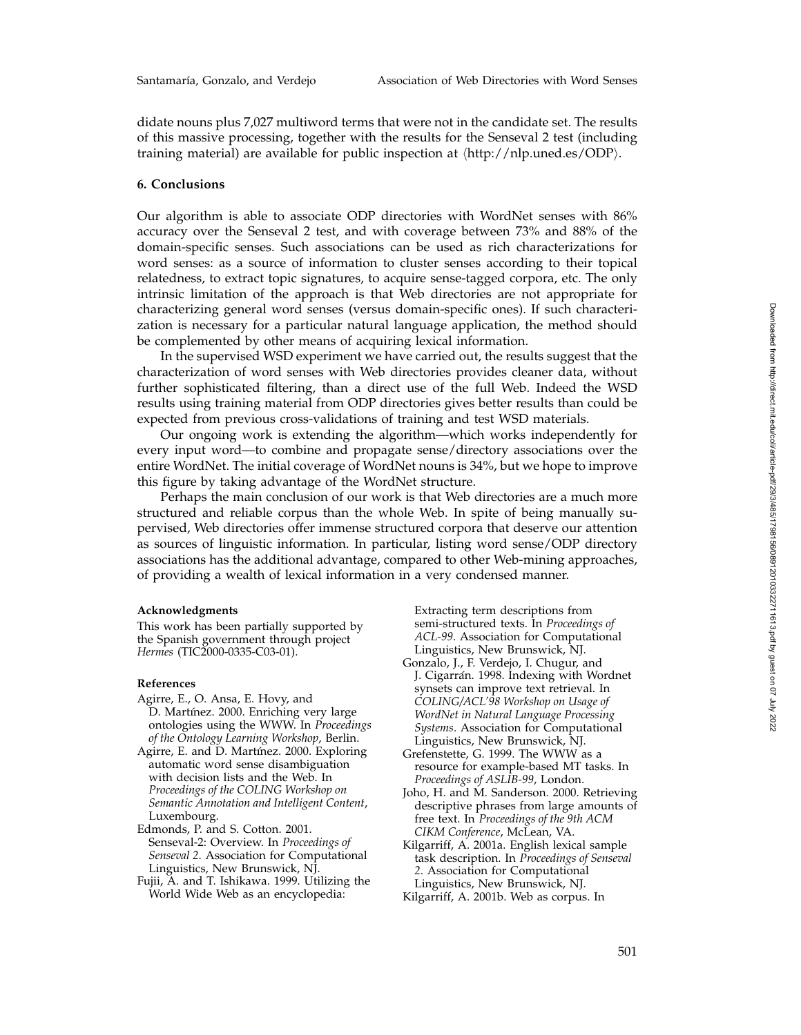didate nouns plus 7,027 multiword terms that were not in the candidate set. The results of this massive processing, together with the results for the Senseval 2 test (including training material) are available for public inspection at ⟨http://nlp.uned.es/ODP⟩.

## 6. Conclusions

Our algorithm is able to associate ODP directories with WordNet senses with 86% accuracy over the Senseval 2 test, and with coverage between 73% and 88% of the domain-specific senses. Such associations can be used as rich characterizations for word senses: as a source of information to cluster senses according to their topical relatedness, to extract topic signatures, to acquire sense-tagged corpora, etc. The only intrinsic limitation of the approach is that Web directories are not appropriate for characterizing general word senses (versus domain-specific ones). If such characterization is necessary for a particular natural language application, the method should be complemented by other means of acquiring lexical information.

In the supervised WSD experiment we have carried out, the results suggest that the characterization of word senses with Web directories provides cleaner data, without further sophisticated filtering, than a direct use of the full Web. Indeed the WSD results using training material from ODP directories gives better results than could be expected from previous cross-validations of training and test WSD materials.

Our ongoing work is extending the algorithm—which works independently for every input word—to combine and propagate sense/directory associations over the entire WordNet. The initial coverage of WordNet nouns is 34%, but we hope to improve this figure by taking advantage of the WordNet structure.

Perhaps the main conclusion of our work is that Web directories are a much more structured and reliable corpus than the whole Web. In spite of being manually supervised, Web directories offer immense structured corpora that deserve our attention as sources of linguistic information. In particular, listing word sense/ODP directory associations has the additional advantage, compared to other Web-mining approaches, of providing a wealth of lexical information in a very condensed manner.

### Acknowledgments

This work has been partially supported by the Spanish government through project *Hermes* (TIC2000-0335-C03-01).

### References

Agirre, E., O. Ansa, E. Hovy, and D. Martínez. 2000. Enriching very large ontologies using the WWW. In *Proceedings of the Ontology Learning Workshop*, Berlin.

Agirre, E. and D. Martínez. 2000. Exploring automatic word sense disambiguation with decision lists and the Web. In *Proceedings of the COLING Workshop on Semantic Annotation and Intelligent Content*, Luxembourg.

Edmonds, P. and S. Cotton. 2001. Senseval-2: Overview. In *Proceedings of Senseval 2*. Association for Computational Linguistics, New Brunswick, NJ.

Fujii, A. and T. Ishikawa. 1999. Utilizing the World Wide Web as an encyclopedia: Extracting term descriptions from semi-structured texts. In *Proceedings of ACL-99*. Association for Computational Linguistics, New Brunswick, NJ.

Gonzalo, J., F. Verdejo, I. Chugur, and J. Cigarrán. 1998. Indexing with Wordnet synsets can improve text retrieval. In *COLING/ACL'98 Workshop on Usage of WordNet in Natural Language Processing Systems*. Association for Computational Linguistics, New Brunswick, NJ.

Grefenstette, G. 1999. The WWW as a resource for example-based MT tasks. In *Proceedings of ASLIB-99*, London.

Joho, H. and M. Sanderson. 2000. Retrieving descriptive phrases from large amounts of free text. In *Proceedings of the 9th ACM CIKM Conference*, McLean, VA.

Kilgarriff, A. 2001a. English lexical sample task description. In *Proceedings of Senseval 2*. Association for Computational Linguistics, New Brunswick, NJ.

Kilgarriff, A. 2001b. Web as corpus. In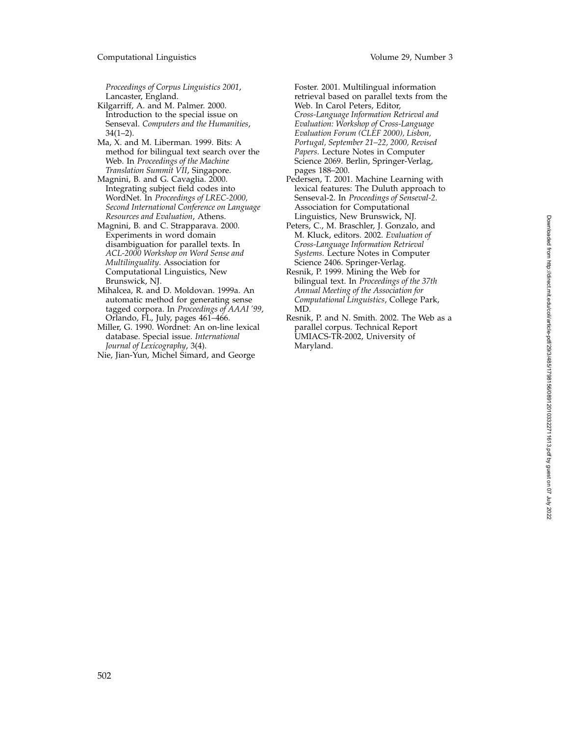*Proceedings of Corpus Linguistics 2001*, Lancaster, England.

Kilgarriff, A. and M. Palmer. 2000. Introduction to the special issue on Senseval. *Computers and the Humanities*, 34(1–2).

Ma, X. and M. Liberman. 1999. Bits: A method for bilingual text search over the Web. In *Proceedings of the Machine Translation Summit VII*, Singapore.

Magnini, B. and G. Cavaglia. 2000. Integrating subject field codes into WordNet. In *Proceedings of LREC-2000, Second International Conference on Language Resources and Evaluation*, Athens.

Magnini, B. and C. Strapparava. 2000. Experiments in word domain disambiguation for parallel texts. In *ACL-2000 Workshop on Word Sense and Multilinguality*. Association for Computational Linguistics, New Brunswick, NJ.

Mihalcea, R. and D. Moldovan. 1999a. An automatic method for generating sense tagged corpora. In *Proceedings of AAAI '99*, Orlando, FL, July, pages 461–466.

Miller, G. 1990. Wordnet: An on-line lexical database. Special issue. *International Journal of Lexicography*, 3(4).

Nie, Jian-Yun, Michel Simard, and George Foster. 2001. Multilingual information retrieval based on parallel texts from the Web. In Carol Peters, Editor, *Cross-Language Information Retrieval and Evaluation: Workshop of Cross-Language Evaluation Forum (CLEF 2000), Lisbon, Portugal, September 21–22, 2000, Revised Papers*. Lecture Notes in Computer Science 2069. Berlin, Springer-Verlag, pages 188–200.

Pedersen, T. 2001. Machine Learning with lexical features: The Duluth approach to Senseval-2. In *Proceedings of Senseval-2*. Association for Computational Linguistics, New Brunswick, NJ.

Peters, C., M. Braschler, J. Gonzalo, and M. Kluck, editors. 2002. *Evaluation of Cross-Language Information Retrieval Systems*. Lecture Notes in Computer Science 2406. Springer-Verlag.

Resnik, P. 1999. Mining the Web for bilingual text. In *Proceedings of the 37th Annual Meeting of the Association for Computational Linguistics*, College Park, MD.

Resnik, P. and N. Smith. 2002. The Web as a parallel corpus. Technical Report UMIACS-TR-2002, University of Maryland.